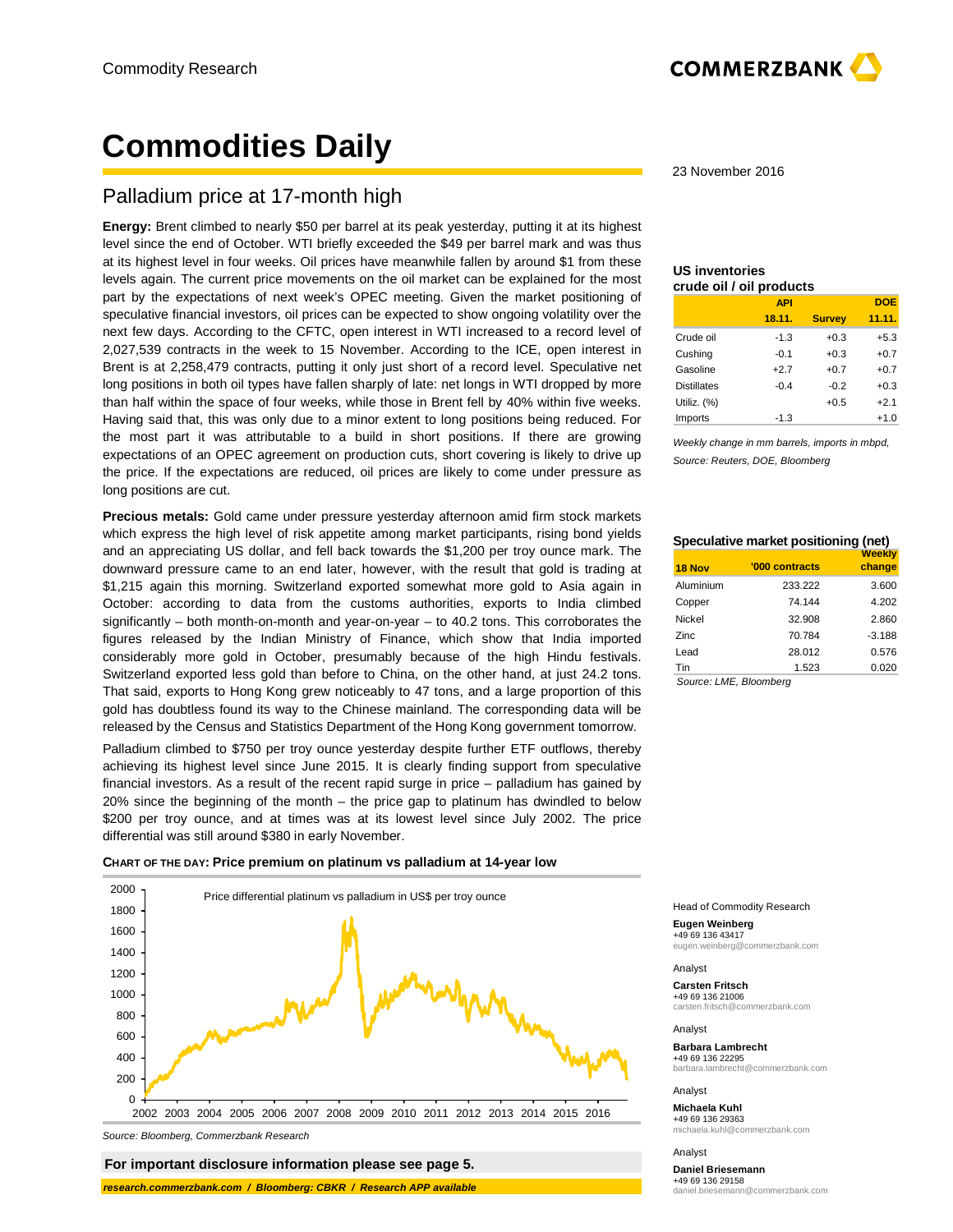# Commodities Daily

23 November 2016

## Palladium price at 17-month high

**Energy:** Brent climbed to nearly $50 per barrel at its peak yesterday, putting it at its highest level since the end of October. WTI briefly exceeded the $49 per barrel mark and was thus at its highest level in four weeks. Oil prices have meanwhile fallen by around $1 from these levels again. The current price movements on the oil market can be explained for the most part by the expectations of next week's OPEC meeting. Given the market positioning of speculative financial investors, oil prices can be expected to show ongoing volatility over the next few days. According to the CFTC, open interest in WTI increased to a record level of 2,027,539 contracts in the week to 15 November. According to the ICE, open interest in Brent is at 2,258,479 contracts, putting it only just short of a record level. Speculative net long positions in both oil types have fallen sharply of late: net longs in WTI dropped by more than half within the space of four weeks, while those in Brent fell by 40% within five weeks. Having said that, this was only due to a minor extent to long positions being reduced. For the most part it was attributable to a build in short positions. If there are growing expectations of an OPEC agreement on production cuts, short covering is likely to drive up the price. If the expectations are reduced, oil prices are likely to come under pressure as long positions are cut.

**Precious metals:** Gold came under pressure yesterday afternoon amid firm stock markets which express the high level of risk appetite among market participants, rising bond yields and an appreciating US dollar, and fell back towards the $1,200 per troy ounce mark. The downward pressure came to an end later, however, with the result that gold is trading at $1,215 again this morning. Switzerland exported somewhat more gold to Asia again in October: according to data from the customs authorities, exports to India climbed significantly – both month-on-month and year-on-year – to 40.2 tons. This corroborates the figures released by the Indian Ministry of Finance, which show that India imported considerably more gold in October, presumably because of the high Hindu festivals. Switzerland exported less gold than before to China, on the other hand, at just 24.2 tons. That said, exports to Hong Kong grew noticeably to 47 tons, and a large proportion of this gold has doubtless found its way to the Chinese mainland. The corresponding data will be released by the Census and Statistics Department of the Hong Kong government tomorrow.

Palladium climbed to $750 per troy ounce yesterday despite further ETF outflows, thereby achieving its highest level since June 2015. It is clearly finding support from speculative financial investors. As a result of the recent rapid surge in price – palladium has gained by 20% since the beginning of the month – the price gap to platinum has dwindled to below $200 per troy ounce, and at times was at its lowest level since July 2002. The price differential was still around $380 in early November.

**CHART OF THE DAY: Price premium on platinum vs palladium at 14-year low**

Price differential platinum vs palladium in US$ per troy ounce

Source: Bloomberg, Commerzbank Research

### US inventories crude oil / oil products

| | API 18.11. | Survey | DOE 11.11. |
|---|---|---|---|
| Crude oil | -1.3 | +0.3 | +5.3 |
| Cushing | -0.1 | +0.3 | +0.7 |
| Gasoline | +2.7 | +0.7 | +0.7 |
| Distillates | -0.4 | -0.2 | +0.3 |
| Utiliz. (%) | | +0.5 | +2.1 |
| Imports | -1.3 | | +1.0 |

*Weekly change in mm barrels, imports in mbpd,*
*Source: Reuters, DOE, Bloomberg*

### Speculative market positioning (net)

| 18 Nov | '000 contracts | Weekly change |
|---|---|---|
| Aluminium | 233.222 | 3.600 |
| Copper | 74.144 | 4.202 |
| Nickel | 32.908 | 2.860 |
| Zinc | 70.784 | -3.188 |
| Lead | 28.012 | 0.576 |
| Tin | 1.523 | 0.020 |

*Source: LME, Bloomberg*

Head of Commodity Research
**Eugen Weinberg**
+49 69 136 43417
eugen.weinberg@commerzbank.com

Analyst
**Carsten Fritsch**
+49 69 136 21006
carsten.fritsch@commerzbank.com

Analyst
**Barbara Lambrecht**
+49 69 136 22295
barbara.lambrecht@commerzbank.com

Analyst
**Michaela Kuhl**
+49 69 136 29363
michaela.kuhl@commerzbank.com

Analyst
**Daniel Briesemann**
+49 69 136 29158
daniel.briesemann@commerzbank.com

**For important disclosure information please see page 5.**

*research.commerzbank.com / Bloomberg: CBKR / Research APP available*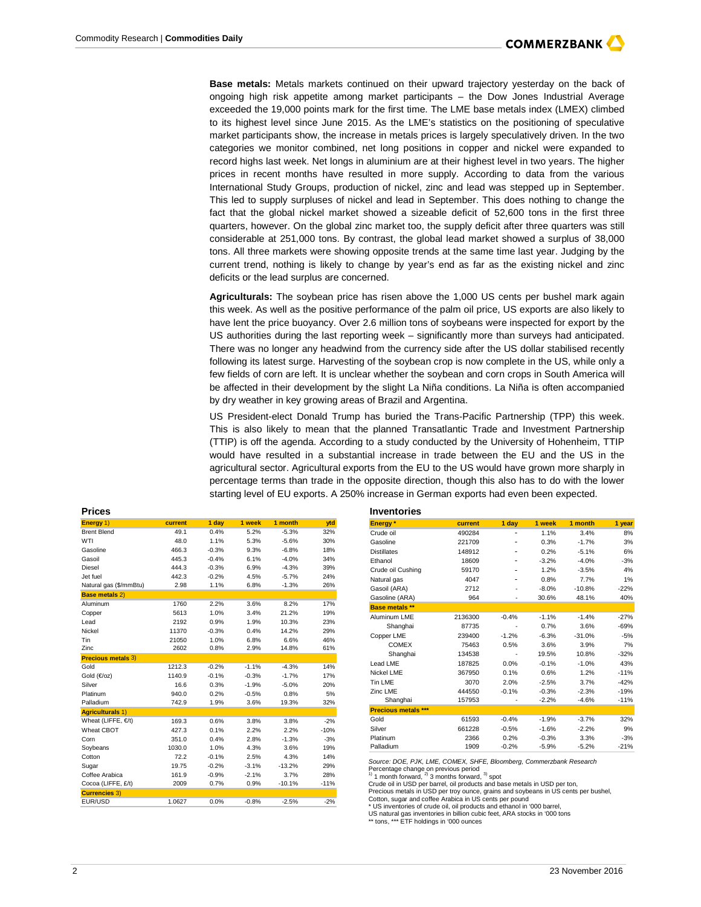**Base metals:** Metals markets continued on their upward trajectory yesterday on the back of ongoing high risk appetite among market participants – the Dow Jones Industrial Average exceeded the 19,000 points mark for the first time. The LME base metals index (LMEX) climbed to its highest level since June 2015. As the LME's statistics on the positioning of speculative market participants show, the increase in metals prices is largely speculatively driven. In the two categories we monitor combined, net long positions in copper and nickel were expanded to record highs last week. Net longs in aluminium are at their highest level in two years. The higher prices in recent months have resulted in more supply. According to data from the various International Study Groups, production of nickel, zinc and lead was stepped up in September. This led to supply surpluses of nickel and lead in September. This does nothing to change the fact that the global nickel market showed a sizeable deficit of 52,600 tons in the first three quarters, however. On the global zinc market too, the supply deficit after three quarters was still considerable at 251,000 tons. By contrast, the global lead market showed a surplus of 38,000 tons. All three markets were showing opposite trends at the same time last year. Judging by the current trend, nothing is likely to change by year's end as far as the existing nickel and zinc deficits or the lead surplus are concerned.

**Agriculturals:** The soybean price has risen above the 1,000 US cents per bushel mark again this week. As well as the positive performance of the palm oil price, US exports are also likely to have lent the price buoyancy. Over 2.6 million tons of soybeans were inspected for export by the US authorities during the last reporting week – significantly more than surveys had anticipated. There was no longer any headwind from the currency side after the US dollar stabilised recently following its latest surge. Harvesting of the soybean crop is now complete in the US, while only a few fields of corn are left. It is unclear whether the soybean and corn crops in South America will be affected in their development by the slight La Niña conditions. La Niña is often accompanied by dry weather in key growing areas of Brazil and Argentina.

US President-elect Donald Trump has buried the Trans-Pacific Partnership (TPP) this week. This is also likely to mean that the planned Transatlantic Trade and Investment Partnership (TTIP) is off the agenda. According to a study conducted by the University of Hohenheim, TTIP would have resulted in a substantial increase in trade between the EU and the US in the agricultural sector. Agricultural exports from the EU to the US would have grown more sharply in percentage terms than trade in the opposite direction, though this also has to do with the lower starting level of EU exports. A 250% increase in German exports had even been expected.

## Prices

| Energy 1) | current | 1 day | 1 week | 1 month | ytd |
|---|---|---|---|---|---|
| Brent Blend | 49.1 | 0.4% | 5.2% | -5.3% | 32% |
| WTI | 48.0 | 1.1% | 5.3% | -5.6% | 30% |
| Gasoline | 466.3 | -0.3% | 9.3% | -6.8% | 18% |
| Gasoil | 445.3 | -0.4% | 6.1% | -4.0% | 34% |
| Diesel | 444.3 | -0.3% | 6.9% | -4.3% | 39% |
| Jet fuel | 442.3 | -0.2% | 4.5% | -5.7% | 24% |
| Natural gas ($/mmBtu) | 2.98 | 1.1% | 6.8% | -1.3% | 26% |
| **Base metals 2)** | | | | | |
| Aluminum | 1760 | 2.2% | 3.6% | 8.2% | 17% |
| Copper | 5613 | 1.0% | 3.4% | 21.2% | 19% |
| Lead | 2192 | 0.9% | 1.9% | 10.3% | 23% |
| Nickel | 11370 | -0.3% | 0.4% | 14.2% | 29% |
| Tin | 21050 | 1.0% | 6.8% | 6.6% | 46% |
| Zinc | 2602 | 0.8% | 2.9% | 14.8% | 61% |
| **Precious metals 3)** | | | | | |
| Gold | 1212.3 | -0.2% | -1.1% | -4.3% | 14% |
| Gold (€/oz) | 1140.9 | -0.1% | -0.3% | -1.7% | 17% |
| Silver | 16.6 | 0.3% | -1.9% | -5.0% | 20% |
| Platinum | 940.0 | 0.2% | -0.5% | 0.8% | 5% |
| Palladium | 742.9 | 1.9% | 3.6% | 19.3% | 32% |
| **Agriculturals 1)** | | | | | |
| Wheat (LIFFE, €/t) | 169.3 | 0.6% | 3.8% | 3.8% | -2% |
| Wheat CBOT | 427.3 | 0.1% | 2.2% | 2.2% | -10% |
| Corn | 351.0 | 0.4% | 2.8% | -1.3% | -3% |
| Soybeans | 1030.0 | 1.0% | 4.3% | 3.6% | 19% |
| Cotton | 72.2 | -0.1% | 2.5% | 4.3% | 14% |
| Sugar | 19.75 | -0.2% | -3.1% | -13.2% | 29% |
| Coffee Arabica | 161.9 | -0.9% | -2.1% | 3.7% | 28% |
| Cocoa (LIFFE, £/t) | 2009 | 0.7% | 0.9% | -10.1% | -11% |
| **Currencies 3)** | | | | | |
| EUR/USD | 1.0627 | 0.0% | -0.8% | -2.5% | -2% |

## Inventories

| Energy * | current | 1 day | 1 week | 1 month | 1 year |
|---|---|---|---|---|---|
| Crude oil | 490284 | - | 1.1% | 3.4% | 8% |
| Gasoline | 221709 | - | 0.3% | -1.7% | 3% |
| Distillates | 148912 | - | 0.2% | -5.1% | 6% |
| Ethanol | 18609 | - | -3.2% | -4.0% | -3% |
| Crude oil Cushing | 59170 | - | 1.2% | -3.5% | 4% |
| Natural gas | 4047 | - | 0.8% | 7.7% | 1% |
| Gasoil (ARA) | 2712 | - | -8.0% | -10.8% | -22% |
| Gasoline (ARA) | 964 | - | 30.6% | 48.1% | 40% |
| **Base metals \*\*** | | | | | |
| Aluminum LME | 2136300 | -0.4% | -1.1% | -1.4% | -27% |
| Shanghai | 87735 | - | 0.7% | 3.6% | -69% |
| Copper LME | 239400 | -1.2% | -6.3% | -31.0% | -5% |
| COMEX | 75463 | 0.5% | 3.6% | 3.9% | 7% |
| Shanghai | 134538 | - | 19.5% | 10.8% | -32% |
| Lead LME | 187825 | 0.0% | -0.1% | -1.0% | 43% |
| Nickel LME | 367950 | 0.1% | 0.6% | 1.2% | -11% |
| Tin LME | 3070 | 2.0% | -2.5% | 3.7% | -42% |
| Zinc LME | 444550 | -0.1% | -0.3% | -2.3% | -19% |
| Shanghai | 157953 | - | -2.2% | -4.6% | -11% |
| **Precious metals \*\*\*** | | | | | |
| Gold | 61593 | -0.4% | -1.9% | -3.7% | 32% |
| Silver | 661228 | -0.5% | -1.6% | -2.2% | 9% |
| Platinum | 2366 | 0.2% | -0.3% | 3.3% | -3% |
| Palladium | 1909 | -0.2% | -5.9% | -5.2% | -21% |

*Source: DOE, PJK, LME, COMEX, SHFE, Bloomberg, Commerzbank Research*

Percentage change on previous period

1) 1 month forward, 2) 3 months forward, 3) spot

Crude oil in USD per barrel, oil products and base metals in USD per ton,

Precious metals in USD per troy ounce, grains and soybeans in US cents per bushel,

Cotton, sugar and coffee Arabica in US cents per pound

\* US inventories of crude oil, oil products and ethanol in '000 barrel,

US natural gas inventories in billion cubic feet, ARA stocks in '000 tons

\*\* tons, \*\*\* ETF holdings in '000 ounces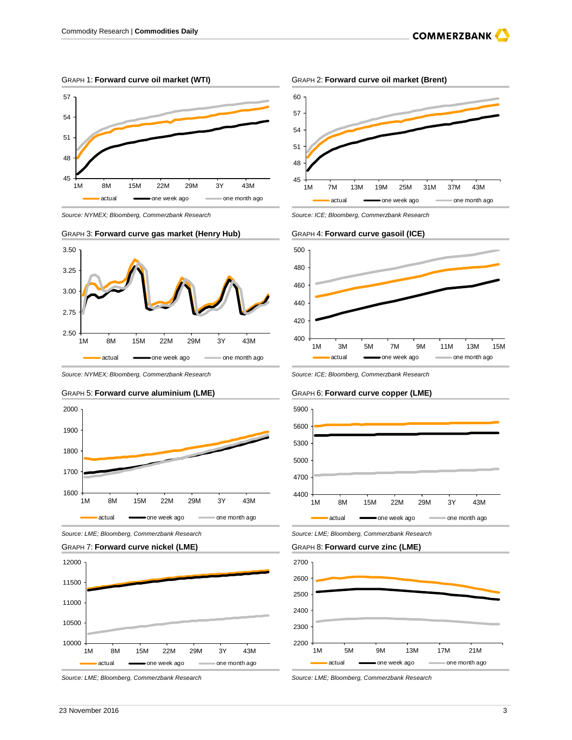GRAPH 1: **Forward curve oil market (WTI)**

Source: NYMEX; Bloomberg, Commerzbank Research

GRAPH 2: **Forward curve oil market (Brent)**

Source: ICE; Bloomberg, Commerzbank Research

GRAPH 3: **Forward curve gas market (Henry Hub)**

Source: NYMEX; Bloomberg, Commerzbank Research

GRAPH 4: **Forward curve gasoil (ICE)**

Source: ICE; Bloomberg, Commerzbank Research

GRAPH 5: **Forward curve aluminium (LME)**

Source: LME; Bloomberg, Commerzbank Research

GRAPH 6: **Forward curve copper (LME)**

Source: LME; Bloomberg, Commerzbank Research

GRAPH 7: **Forward curve nickel (LME)**

Source: LME; Bloomberg, Commerzbank Research

GRAPH 8: **Forward curve zinc (LME)**

Source: LME; Bloomberg, Commerzbank Research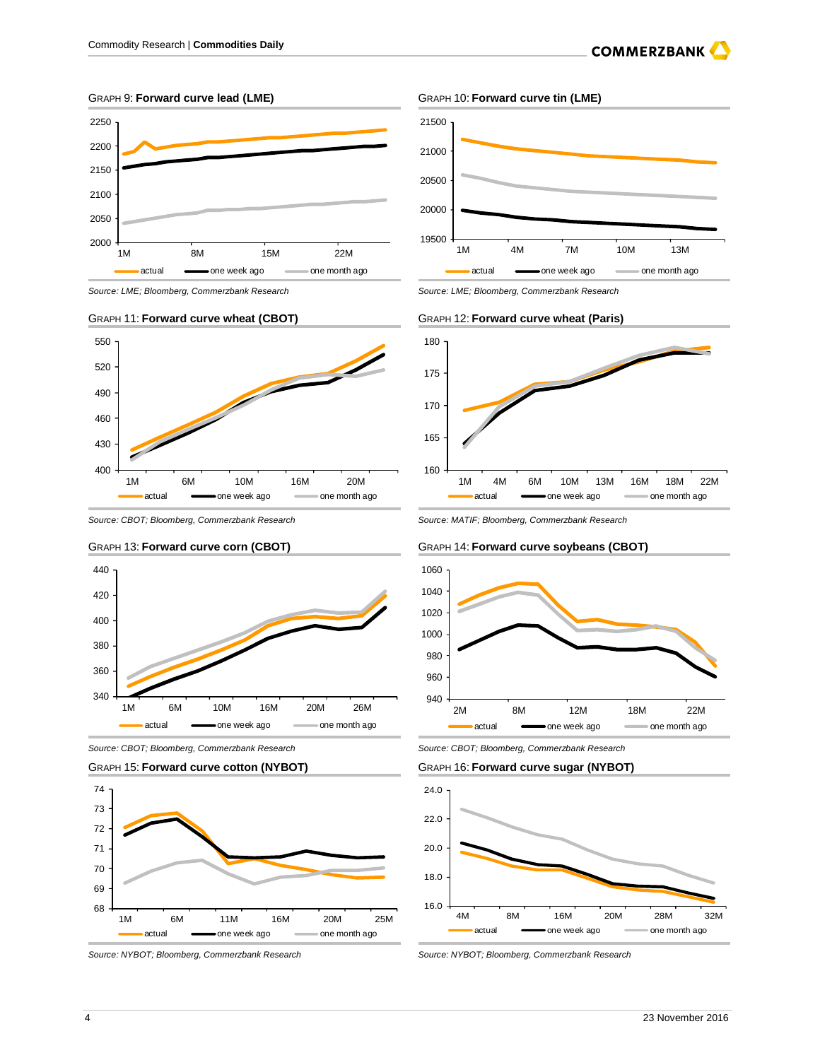GRAPH 9: **Forward curve lead (LME)**

Source: LME; Bloomberg, Commerzbank Research

GRAPH 10: **Forward curve tin (LME)**

Source: LME; Bloomberg, Commerzbank Research

GRAPH 11: **Forward curve wheat (CBOT)**

Source: CBOT; Bloomberg, Commerzbank Research

GRAPH 12: **Forward curve wheat (Paris)**

Source: MATIF; Bloomberg, Commerzbank Research

GRAPH 13: **Forward curve corn (CBOT)**

Source: CBOT; Bloomberg, Commerzbank Research

GRAPH 14: **Forward curve soybeans (CBOT)**

Source: CBOT; Bloomberg, Commerzbank Research

GRAPH 15: **Forward curve cotton (NYBOT)**

Source: NYBOT; Bloomberg, Commerzbank Research

GRAPH 16: **Forward curve sugar (NYBOT)**

Source: NYBOT; Bloomberg, Commerzbank Research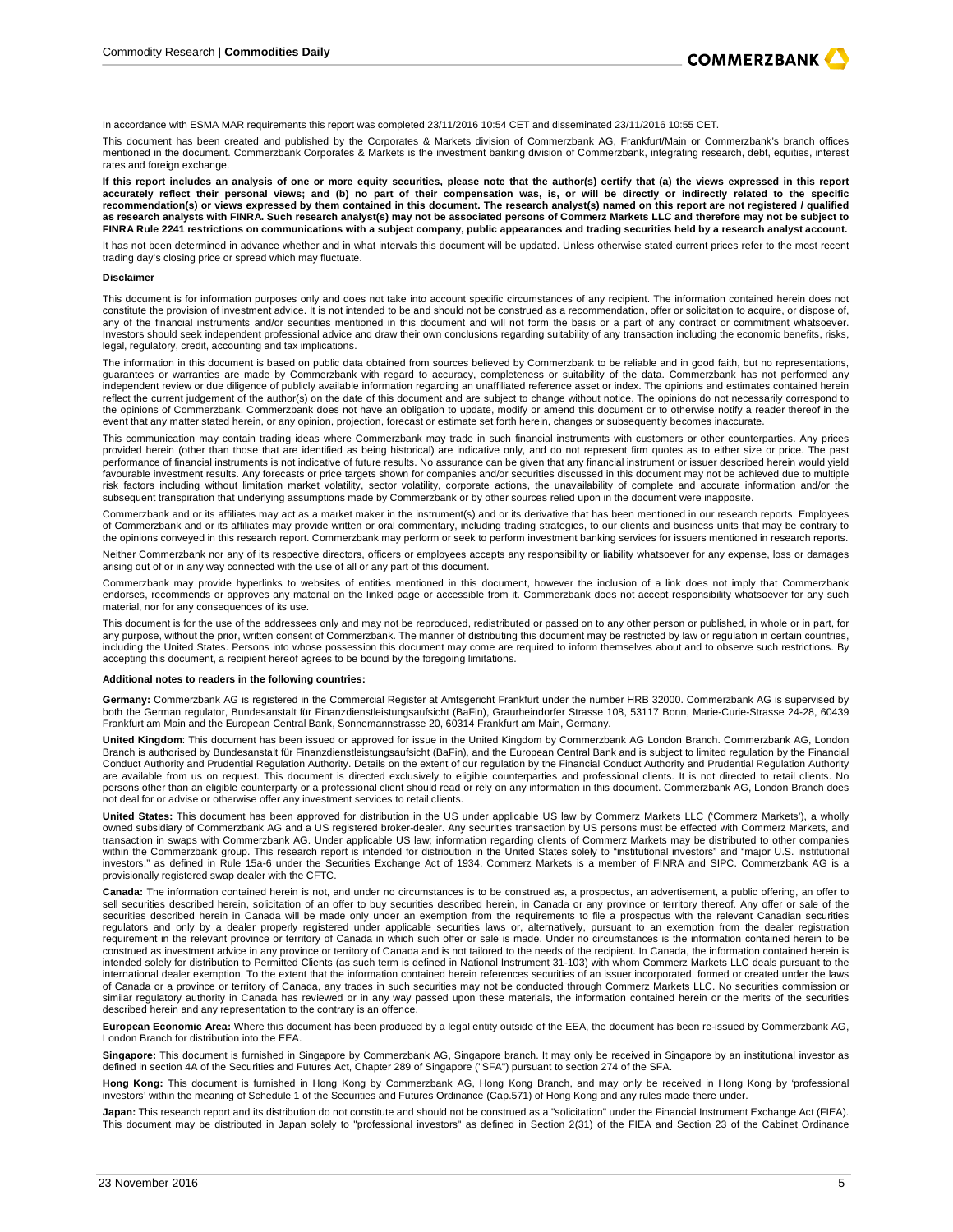In accordance with ESMA MAR requirements this report was completed 23/11/2016 10:54 CET and disseminated 23/11/2016 10:55 CET.

This document has been created and published by the Corporates & Markets division of Commerzbank AG, Frankfurt/Main or Commerzbank's branch offices mentioned in the document. Commerzbank Corporates & Markets is the investment banking division of Commerzbank, integrating research, debt, equities, interest rates and foreign exchange.

**If this report includes an analysis of one or more equity securities, please note that the author(s) certify that (a) the views expressed in this report accurately reflect their personal views; and (b) no part of their compensation was, is, or will be directly or indirectly related to the specific recommendation(s) or views expressed by them contained in this document. The research analyst(s) named on this report are not registered / qualified as research analysts with FINRA. Such research analyst(s) may not be associated persons of Commerz Markets LLC and therefore may not be subject to FINRA Rule 2241 restrictions on communications with a subject company, public appearances and trading securities held by a research analyst account.**

It has not been determined in advance whether and in what intervals this document will be updated. Unless otherwise stated current prices refer to the most recent trading day's closing price or spread which may fluctuate.

**Disclaimer**

This document is for information purposes only and does not take into account specific circumstances of any recipient. The information contained herein does not constitute the provision of investment advice. It is not intended to be and should not be construed as a recommendation, offer or solicitation to acquire, or dispose of, any of the financial instruments and/or securities mentioned in this document and will not form the basis or a part of any contract or commitment whatsoever. Investors should seek independent professional advice and draw their own conclusions regarding suitability of any transaction including the economic benefits, risks, legal, regulatory, credit, accounting and tax implications.

The information in this document is based on public data obtained from sources believed by Commerzbank to be reliable and in good faith, but no representations, guarantees or warranties are made by Commerzbank with regard to accuracy, completeness or suitability of the data. Commerzbank has not performed any independent review or due diligence of publicly available information regarding an unaffiliated reference asset or index. The opinions and estimates contained herein reflect the current judgement of the author(s) on the date of this document and are subject to change without notice. The opinions do not necessarily correspond to the opinions of Commerzbank. Commerzbank does not have an obligation to update, modify or amend this document or to otherwise notify a reader thereof in the event that any matter stated herein, or any opinion, projection, forecast or estimate set forth herein, changes or subsequently becomes inaccurate.

This communication may contain trading ideas where Commerzbank may trade in such financial instruments with customers or other counterparties. Any prices provided herein (other than those that are identified as being historical) are indicative only, and do not represent firm quotes as to either size or price. The past performance of financial instruments is not indicative of future results. No assurance can be given that any financial instrument or issuer described herein would yield favourable investment results. Any forecasts or price targets shown for companies and/or securities discussed in this document may not be achieved due to multiple risk factors including without limitation market volatility, sector volatility, corporate actions, the unavailability of complete and accurate information and/or the subsequent transpiration that underlying assumptions made by Commerzbank or by other sources relied upon in the document were inapposite.

Commerzbank and or its affiliates may act as a market maker in the instrument(s) and or its derivative that has been mentioned in our research reports. Employees of Commerzbank and or its affiliates may provide written or oral commentary, including trading strategies, to our clients and business units that may be contrary to the opinions conveyed in this research report. Commerzbank may perform or seek to perform investment banking services for issuers mentioned in research reports.

Neither Commerzbank nor any of its respective directors, officers or employees accepts any responsibility or liability whatsoever for any expense, loss or damages arising out of or in any way connected with the use of all or any part of this document.

Commerzbank may provide hyperlinks to websites of entities mentioned in this document, however the inclusion of a link does not imply that Commerzbank endorses, recommends or approves any material on the linked page or accessible from it. Commerzbank does not accept responsibility whatsoever for any such material, nor for any consequences of its use.

This document is for the use of the addressees only and may not be reproduced, redistributed or passed on to any other person or published, in whole or in part, for any purpose, without the prior, written consent of Commerzbank. The manner of distributing this document may be restricted by law or regulation in certain countries, including the United States. Persons into whose possession this document may come are required to inform themselves about and to observe such restrictions. By accepting this document, a recipient hereof agrees to be bound by the foregoing limitations.

**Additional notes to readers in the following countries:**

**Germany:** Commerzbank AG is registered in the Commercial Register at Amtsgericht Frankfurt under the number HRB 32000. Commerzbank AG is supervised by both the German regulator, Bundesanstalt für Finanzdienstleistungsaufsicht (BaFin), Graurheindorfer Strasse 108, 53117 Bonn, Marie-Curie-Strasse 24-28, 60439 Frankfurt am Main and the European Central Bank, Sonnemannstrasse 20, 60314 Frankfurt am Main, Germany.

**United Kingdom**: This document has been issued or approved for issue in the United Kingdom by Commerzbank AG London Branch. Commerzbank AG, London Branch is authorised by Bundesanstalt für Finanzdienstleistungsaufsicht (BaFin), and the European Central Bank and is subject to limited regulation by the Financial Conduct Authority and Prudential Regulation Authority. Details on the extent of our regulation by the Financial Conduct Authority and Prudential Regulation Authority are available from us on request. This document is directed exclusively to eligible counterparties and professional clients. It is not directed to retail clients. No persons other than an eligible counterparty or a professional client should read or rely on any information in this document. Commerzbank AG, London Branch does not deal for or advise or otherwise offer any investment services to retail clients.

**United States:** This document has been approved for distribution in the US under applicable US law by Commerz Markets LLC ('Commerz Markets'), a wholly owned subsidiary of Commerzbank AG and a US registered broker-dealer. Any securities transaction by US persons must be effected with Commerz Markets, and transaction in swaps with Commerzbank AG. Under applicable US law; information regarding clients of Commerz Markets may be distributed to other companies within the Commerzbank group. This research report is intended for distribution in the United States solely to "institutional investors" and "major U.S. institutional investors," as defined in Rule 15a-6 under the Securities Exchange Act of 1934. Commerz Markets is a member of FINRA and SIPC. Commerzbank AG is a provisionally registered swap dealer with the CFTC.

**Canada:** The information contained herein is not, and under no circumstances is to be construed as, a prospectus, an advertisement, a public offering, an offer to sell securities described herein, solicitation of an offer to buy securities described herein, in Canada or any province or territory thereof. Any offer or sale of the securities described herein in Canada will be made only under an exemption from the requirements to file a prospectus with the relevant Canadian securities regulators and only by a dealer properly registered under applicable securities laws or, alternatively, pursuant to an exemption from the dealer registration requirement in the relevant province or territory of Canada in which such offer or sale is made. Under no circumstances is the information contained herein to be construed as investment advice in any province or territory of Canada and is not tailored to the needs of the recipient. In Canada, the information contained herein is intended solely for distribution to Permitted Clients (as such term is defined in National Instrument 31-103) with whom Commerz Markets LLC deals pursuant to the international dealer exemption. To the extent that the information contained herein references securities of an issuer incorporated, formed or created under the laws of Canada or a province or territory of Canada, any trades in such securities may not be conducted through Commerz Markets LLC. No securities commission or similar regulatory authority in Canada has reviewed or in any way passed upon these materials, the information contained herein or the merits of the securities described herein and any representation to the contrary is an offence.

**European Economic Area:** Where this document has been produced by a legal entity outside of the EEA, the document has been re-issued by Commerzbank AG, London Branch for distribution into the EEA.

**Singapore:** This document is furnished in Singapore by Commerzbank AG, Singapore branch. It may only be received in Singapore by an institutional investor as defined in section 4A of the Securities and Futures Act, Chapter 289 of Singapore ("SFA") pursuant to section 274 of the SFA.

**Hong Kong:** This document is furnished in Hong Kong by Commerzbank AG, Hong Kong Branch, and may only be received in Hong Kong by 'professional investors' within the meaning of Schedule 1 of the Securities and Futures Ordinance (Cap.571) of Hong Kong and any rules made there under.

**Japan:** This research report and its distribution do not constitute and should not be construed as a "solicitation" under the Financial Instrument Exchange Act (FIEA). This document may be distributed in Japan solely to "professional investors" as defined in Section 2(31) of the FIEA and Section 23 of the Cabinet Ordinance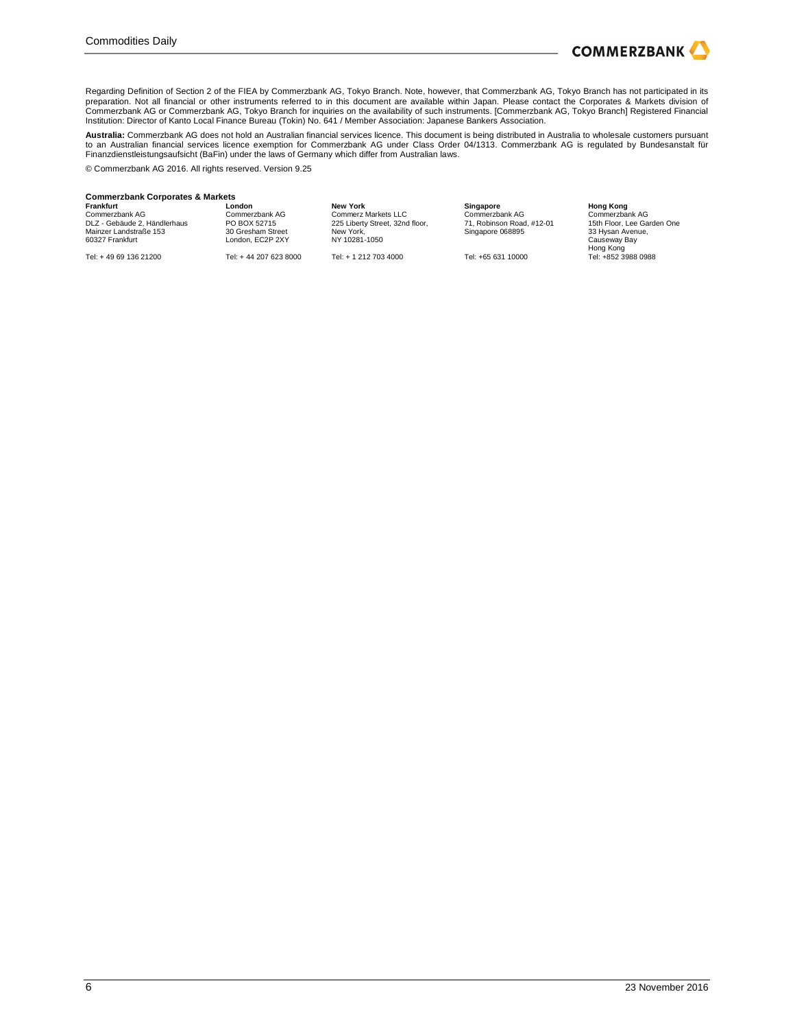Regarding Definition of Section 2 of the FIEA by Commerzbank AG, Tokyo Branch. Note, however, that Commerzbank AG, Tokyo Branch has not participated in its preparation. Not all financial or other instruments referred to in this document are available within Japan. Please contact the Corporates & Markets division of Commerzbank AG or Commerzbank AG, Tokyo Branch for inquiries on the availability of such instruments. [Commerzbank AG, Tokyo Branch] Registered Financial Institution: Director of Kanto Local Finance Bureau (Tokin) No. 641 / Member Association: Japanese Bankers Association.

**Australia:** Commerzbank AG does not hold an Australian financial services licence. This document is being distributed in Australia to wholesale customers pursuant to an Australian financial services licence exemption for Commerzbank AG under Class Order 04/1313. Commerzbank AG is regulated by Bundesanstalt für Finanzdienstleistungsaufsicht (BaFin) under the laws of Germany which differ from Australian laws.

© Commerzbank AG 2016. All rights reserved. Version 9.25

**Commerzbank Corporates & Markets**

| Frankfurt | London | New York | Singapore | Hong Kong |
|---|---|---|---|---|
| Commerzbank AG<br>DLZ - Gebäude 2, Händlerhaus<br>Mainzer Landstraße 153<br>60327 Frankfurt | Commerzbank AG<br>PO BOX 52715<br>30 Gresham Street<br>London, EC2P 2XY | Commerz Markets LLC<br>225 Liberty Street, 32nd floor,<br>New York,<br>NY 10281-1050 | Commerzbank AG<br>71, Robinson Road, #12-01<br>Singapore 068895 | Commerzbank AG<br>15th Floor, Lee Garden One<br>33 Hysan Avenue,<br>Causeway Bay<br>Hong Kong |
| Tel: + 49 69 136 21200 | Tel: + 44 207 623 8000 | Tel: + 1 212 703 4000 | Tel: +65 631 10000 | Tel: +852 3988 0988 |